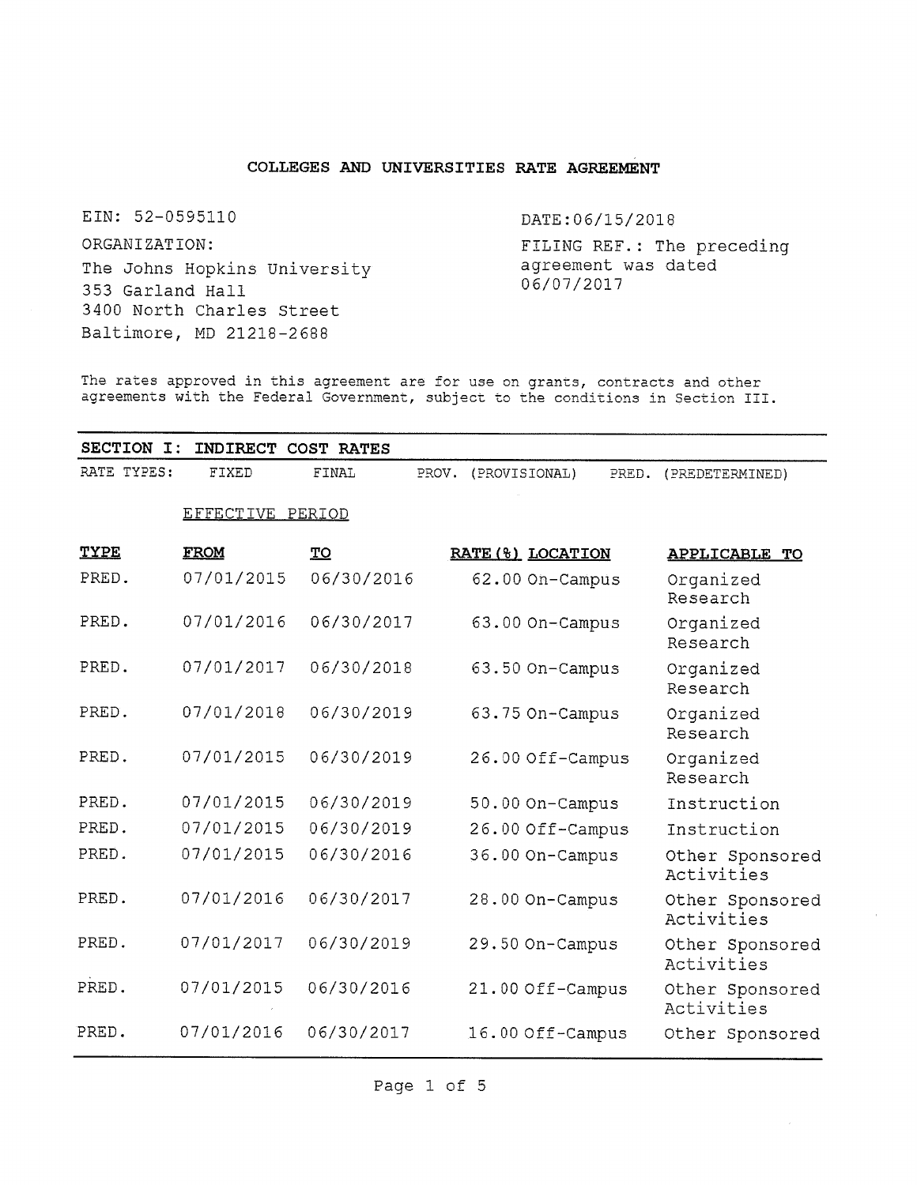# COLLEGES AND UNIVERSITIES RATE AGREEMENT

EIN: 52-0595110

ORGANIZATION:
The Johns Hopkins University
353 Garland Hall
3400 North Charles Street
Baltimore, MD 21218-2688

DATE:06/15/2018

FILING REF.: The preceding agreement was dated 06/07/2017

The rates approved in this agreement are for use on grants, contracts and other agreements with the Federal Government, subject to the conditions in Section III.

## SECTION I: INDIRECT COST RATES

RATE TYPES: FIXED FINAL PROV. (PROVISIONAL) PRED. (PREDETERMINED)

| TYPE | EFFECTIVE PERIOD FROM | TO | RATE(%) | LOCATION | APPLICABLE TO |
|---|---|---|---|---|---|
| PRED. | 07/01/2015 | 06/30/2016 | 62.00 | On-Campus | Organized Research |
| PRED. | 07/01/2016 | 06/30/2017 | 63.00 | On-Campus | Organized Research |
| PRED. | 07/01/2017 | 06/30/2018 | 63.50 | On-Campus | Organized Research |
| PRED. | 07/01/2018 | 06/30/2019 | 63.75 | On-Campus | Organized Research |
| PRED. | 07/01/2015 | 06/30/2019 | 26.00 | Off-Campus | Organized Research |
| PRED. | 07/01/2015 | 06/30/2019 | 50.00 | On-Campus | Instruction |
| PRED. | 07/01/2015 | 06/30/2019 | 26.00 | Off-Campus | Instruction |
| PRED. | 07/01/2015 | 06/30/2016 | 36.00 | On-Campus | Other Sponsored Activities |
| PRED. | 07/01/2016 | 06/30/2017 | 28.00 | On-Campus | Other Sponsored Activities |
| PRED. | 07/01/2017 | 06/30/2019 | 29.50 | On-Campus | Other Sponsored Activities |
| PRED. | 07/01/2015 | 06/30/2016 | 21.00 | Off-Campus | Other Sponsored Activities |
| PRED. | 07/01/2016 | 06/30/2017 | 16.00 | Off-Campus | Other Sponsored |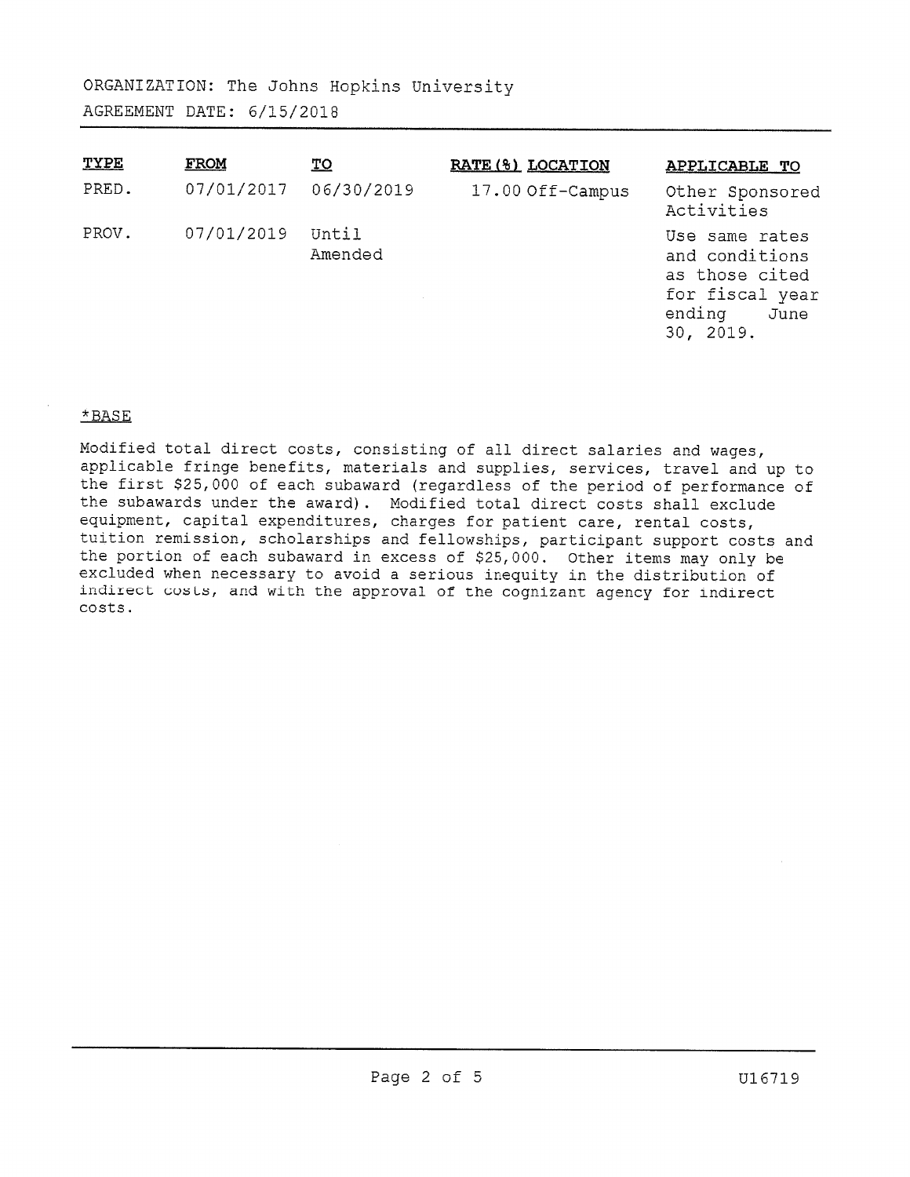ORGANIZATION: The Johns Hopkins University

AGREEMENT DATE: 6/15/2018

| TYPE | FROM | TO | RATE(%) | LOCATION | APPLICABLE TO |
|---|---|---|---|---|---|
| PRED. | 07/01/2017 | 06/30/2019 | 17.00 | Off-Campus | Other Sponsored Activities |
| PROV. | 07/01/2019 | Until Amended | | | Use same rates and conditions as those cited for fiscal year ending June 30, 2019. |

*BASE

Modified total direct costs, consisting of all direct salaries and wages, applicable fringe benefits, materials and supplies, services, travel and up to the first $25,000 of each subaward (regardless of the period of performance of the subawards under the award). Modified total direct costs shall exclude equipment, capital expenditures, charges for patient care, rental costs, tuition remission, scholarships and fellowships, participant support costs and the portion of each subaward in excess of $25,000. Other items may only be excluded when necessary to avoid a serious inequity in the distribution of indirect costs, and with the approval of the cognizant agency for indirect costs.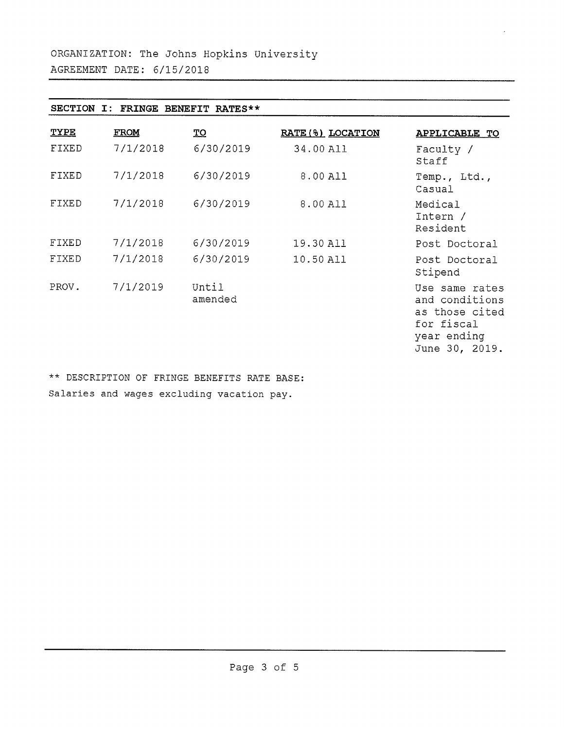ORGANIZATION: The Johns Hopkins University

AGREEMENT DATE: 6/15/2018

**SECTION I: FRINGE BENEFIT RATES****

| TYPE | FROM | TO | RATE(%) | LOCATION | APPLICABLE TO |
|---|---|---|---|---|---|
| FIXED | 7/1/2018 | 6/30/2019 | 34.00 | All | Faculty / Staff |
| FIXED | 7/1/2018 | 6/30/2019 | 8.00 | All | Temp., Ltd., Casual |
| FIXED | 7/1/2018 | 6/30/2019 | 8.00 | All | Medical Intern / Resident |
| FIXED | 7/1/2018 | 6/30/2019 | 19.30 | All | Post Doctoral |
| FIXED | 7/1/2018 | 6/30/2019 | 10.50 | All | Post Doctoral Stipend |
| PROV. | 7/1/2019 | Until amended | | | Use same rates and conditions as those cited for fiscal year ending June 30, 2019. |

** DESCRIPTION OF FRINGE BENEFITS RATE BASE:

Salaries and wages excluding vacation pay.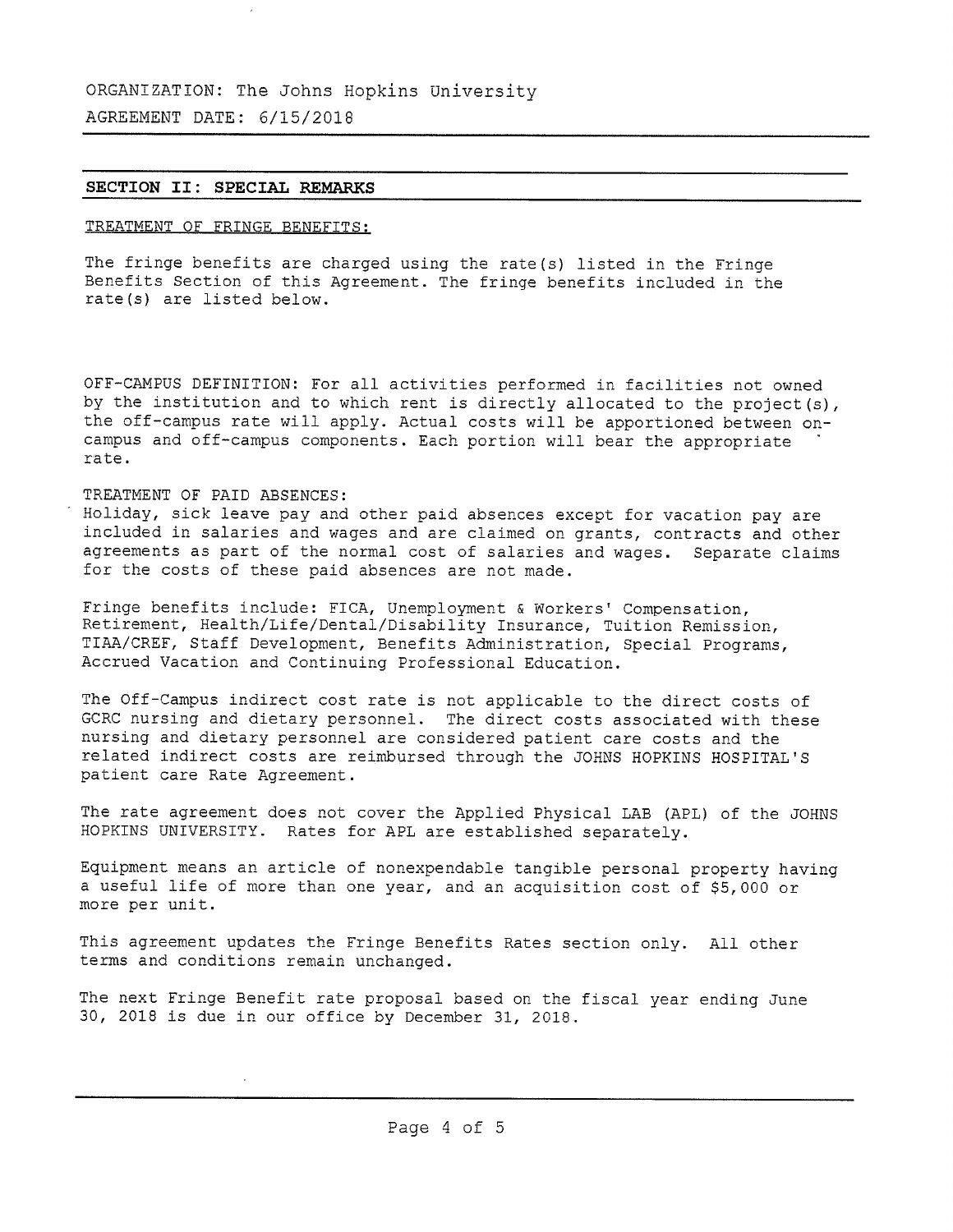ORGANIZATION: The Johns Hopkins University

AGREEMENT DATE: 6/15/2018

## SECTION II: SPECIAL REMARKS

TREATMENT OF FRINGE BENEFITS:

The fringe benefits are charged using the rate(s) listed in the Fringe Benefits Section of this Agreement. The fringe benefits included in the rate(s) are listed below.

OFF-CAMPUS DEFINITION: For all activities performed in facilities not owned by the institution and to which rent is directly allocated to the project(s), the off-campus rate will apply. Actual costs will be apportioned between on-campus and off-campus components. Each portion will bear the appropriate rate.

TREATMENT OF PAID ABSENCES:
Holiday, sick leave pay and other paid absences except for vacation pay are included in salaries and wages and are claimed on grants, contracts and other agreements as part of the normal cost of salaries and wages. Separate claims for the costs of these paid absences are not made.

Fringe benefits include: FICA, Unemployment & Workers' Compensation, Retirement, Health/Life/Dental/Disability Insurance, Tuition Remission, TIAA/CREF, Staff Development, Benefits Administration, Special Programs, Accrued Vacation and Continuing Professional Education.

The Off-Campus indirect cost rate is not applicable to the direct costs of GCRC nursing and dietary personnel. The direct costs associated with these nursing and dietary personnel are considered patient care costs and the related indirect costs are reimbursed through the JOHNS HOPKINS HOSPITAL'S patient care Rate Agreement.

The rate agreement does not cover the Applied Physical LAB (APL) of the JOHNS HOPKINS UNIVERSITY. Rates for APL are established separately.

Equipment means an article of nonexpendable tangible personal property having a useful life of more than one year, and an acquisition cost of $5,000 or more per unit.

This agreement updates the Fringe Benefits Rates section only. All other terms and conditions remain unchanged.

The next Fringe Benefit rate proposal based on the fiscal year ending June 30, 2018 is due in our office by December 31, 2018.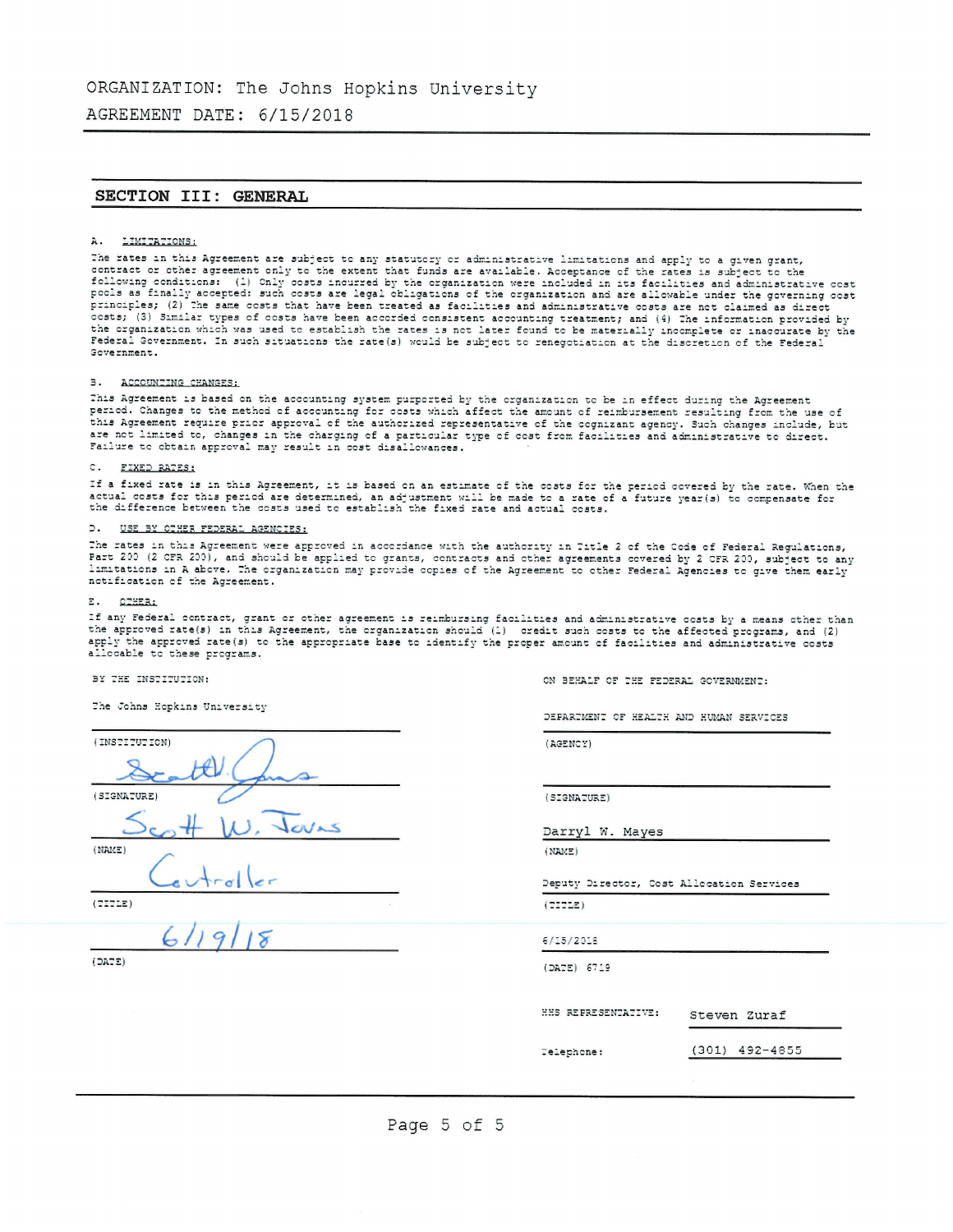ORGANIZATION: The Johns Hopkins University

AGREEMENT DATE: 6/15/2018

## SECTION III: GENERAL

A. LIMITATIONS:

The rates in this Agreement are subject to any statutory or administrative limitations and apply to a given grant, contract or other agreement only to the extent that funds are available. Acceptance of the rates is subject to the following conditions: (1) Only costs incurred by the organization were included in its facilities and administrative cost pools as finally accepted: such costs are legal obligations of the organization and are allowable under the governing cost principles; (2) The same costs that have been treated as facilities and administrative costs are not claimed as direct costs; (3) Similar types of costs have been accorded consistent accounting treatment; and (4) The information provided by the organization which was used to establish the rates is not later found to be materially incomplete or inaccurate by the Federal Government. In such situations the rate(s) would be subject to renegotiation at the discretion of the Federal Government.

B. ACCOUNTING CHANGES:

This Agreement is based on the accounting system purported by the organization to be in effect during the Agreement period. Changes to the method of accounting for costs which affect the amount of reimbursement resulting from the use of this Agreement require prior approval of the authorized representative of the cognizant agency. Such changes include, but are not limited to, changes in the charging of a particular type of cost from facilities and administrative to direct. Failure to obtain approval may result in cost disallowances.

C. FIXED RATES:

If a fixed rate is in this Agreement, it is based on an estimate of the costs for the period covered by the rate. When the actual costs for this period are determined, an adjustment will be made to a rate of a future year(s) to compensate for the difference between the costs used to establish the fixed rate and actual costs.

D. USE BY OTHER FEDERAL AGENCIES:

The rates in this Agreement were approved in accordance with the authority in Title 2 of the Code of Federal Regulations, Part 200 (2 CFR 200), and should be applied to grants, contracts and other agreements covered by 2 CFR 200, subject to any limitations in A above. The organization may provide copies of the Agreement to other Federal Agencies to give them early notification of the Agreement.

E. OTHER:

If any Federal contract, grant or other agreement is reimbursing facilities and administrative costs by a means other than the approved rate(s) in this Agreement, the organization should (1) credit such costs to the affected programs, and (2) apply the approved rate(s) to the appropriate base to identify the proper amount of facilities and administrative costs allocable to these programs.

BY THE INSTITUTION:

The Johns Hopkins University

(INSTITUTION)

[Signature]

(SIGNATURE)

Scott W. Jones

(NAME)

Controller

(TITLE)

6/19/18

(DATE)

ON BEHALF OF THE FEDERAL GOVERNMENT:

DEPARTMENT OF HEALTH AND HUMAN SERVICES

(AGENCY)

(SIGNATURE)

Darryl W. Mayes

(NAME)

Deputy Director, Cost Allocation Services

(TITLE)

6/15/2018

(DATE) 6719

HHS REPRESENTATIVE: Steven Zuraf

Telephone: (301) 492-4855